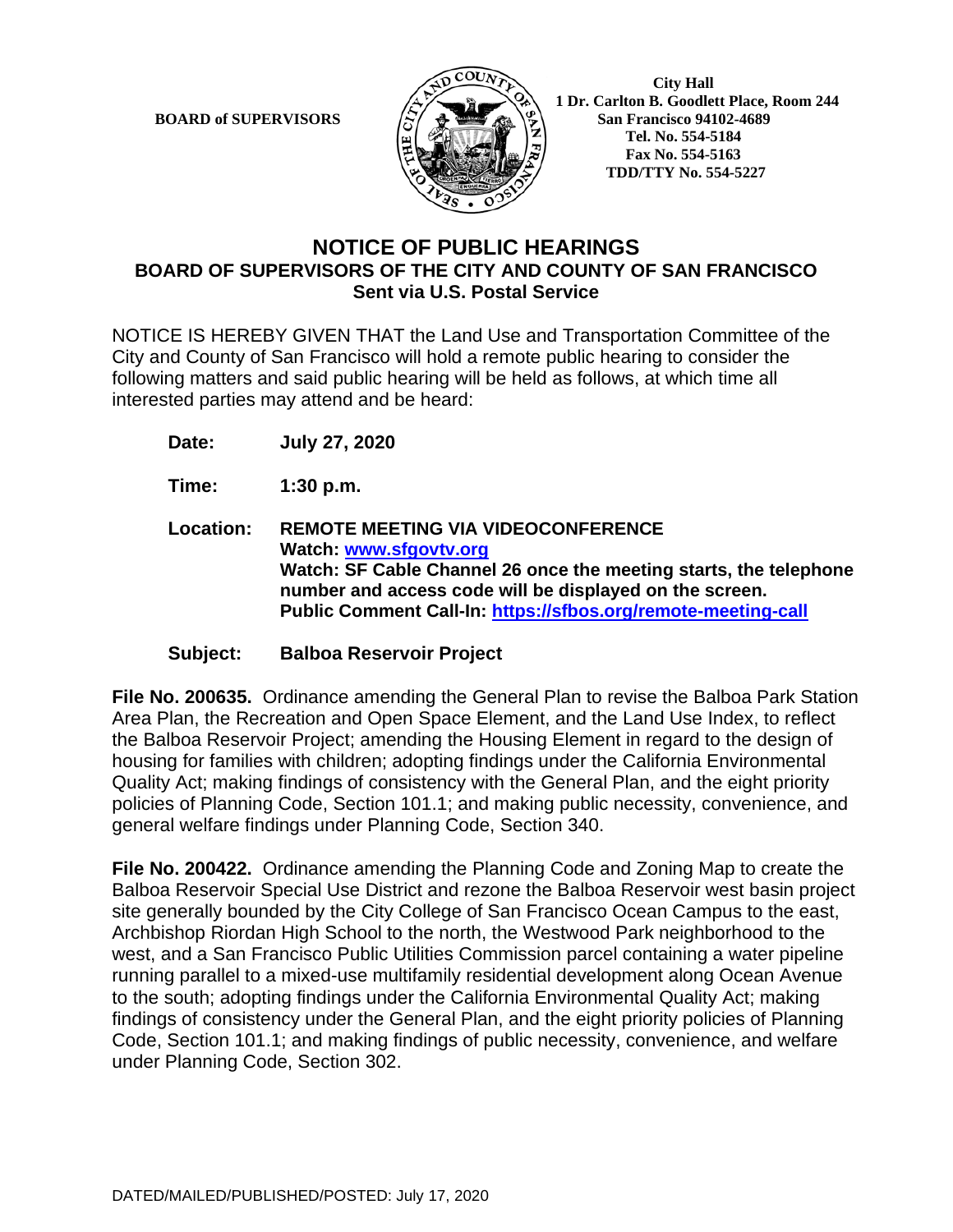**BOARD of SUPERVISORS**

**City Hall**
**1 Dr. Carlton B. Goodlett Place, Room 244**
**San Francisco 94102-4689**
**Tel. No. 554-5184**
**Fax No. 554-5163**
**TDD/TTY No. 554-5227**

# NOTICE OF PUBLIC HEARINGS
## BOARD OF SUPERVISORS OF THE CITY AND COUNTY OF SAN FRANCISCO
### Sent via U.S. Postal Service

NOTICE IS HEREBY GIVEN THAT the Land Use and Transportation Committee of the City and County of San Francisco will hold a remote public hearing to consider the following matters and said public hearing will be held as follows, at which time all interested parties may attend and be heard:

**Date:** **July 27, 2020**

**Time:** **1:30 p.m.**

**Location:** **REMOTE MEETING VIA VIDEOCONFERENCE**
**Watch: [www.sfgovtv.org](www.sfgovtv.org)**
**Watch: SF Cable Channel 26 once the meeting starts, the telephone number and access code will be displayed on the screen.**
**Public Comment Call-In: [https://sfbos.org/remote-meeting-call](https://sfbos.org/remote-meeting-call)**

**Subject:** **Balboa Reservoir Project**

**File No. 200635.** Ordinance amending the General Plan to revise the Balboa Park Station Area Plan, the Recreation and Open Space Element, and the Land Use Index, to reflect the Balboa Reservoir Project; amending the Housing Element in regard to the design of housing for families with children; adopting findings under the California Environmental Quality Act; making findings of consistency with the General Plan, and the eight priority policies of Planning Code, Section 101.1; and making public necessity, convenience, and general welfare findings under Planning Code, Section 340.

**File No. 200422.** Ordinance amending the Planning Code and Zoning Map to create the Balboa Reservoir Special Use District and rezone the Balboa Reservoir west basin project site generally bounded by the City College of San Francisco Ocean Campus to the east, Archbishop Riordan High School to the north, the Westwood Park neighborhood to the west, and a San Francisco Public Utilities Commission parcel containing a water pipeline running parallel to a mixed-use multifamily residential development along Ocean Avenue to the south; adopting findings under the California Environmental Quality Act; making findings of consistency under the General Plan, and the eight priority policies of Planning Code, Section 101.1; and making findings of public necessity, convenience, and welfare under Planning Code, Section 302.

DATED/MAILED/PUBLISHED/POSTED: July 17, 2020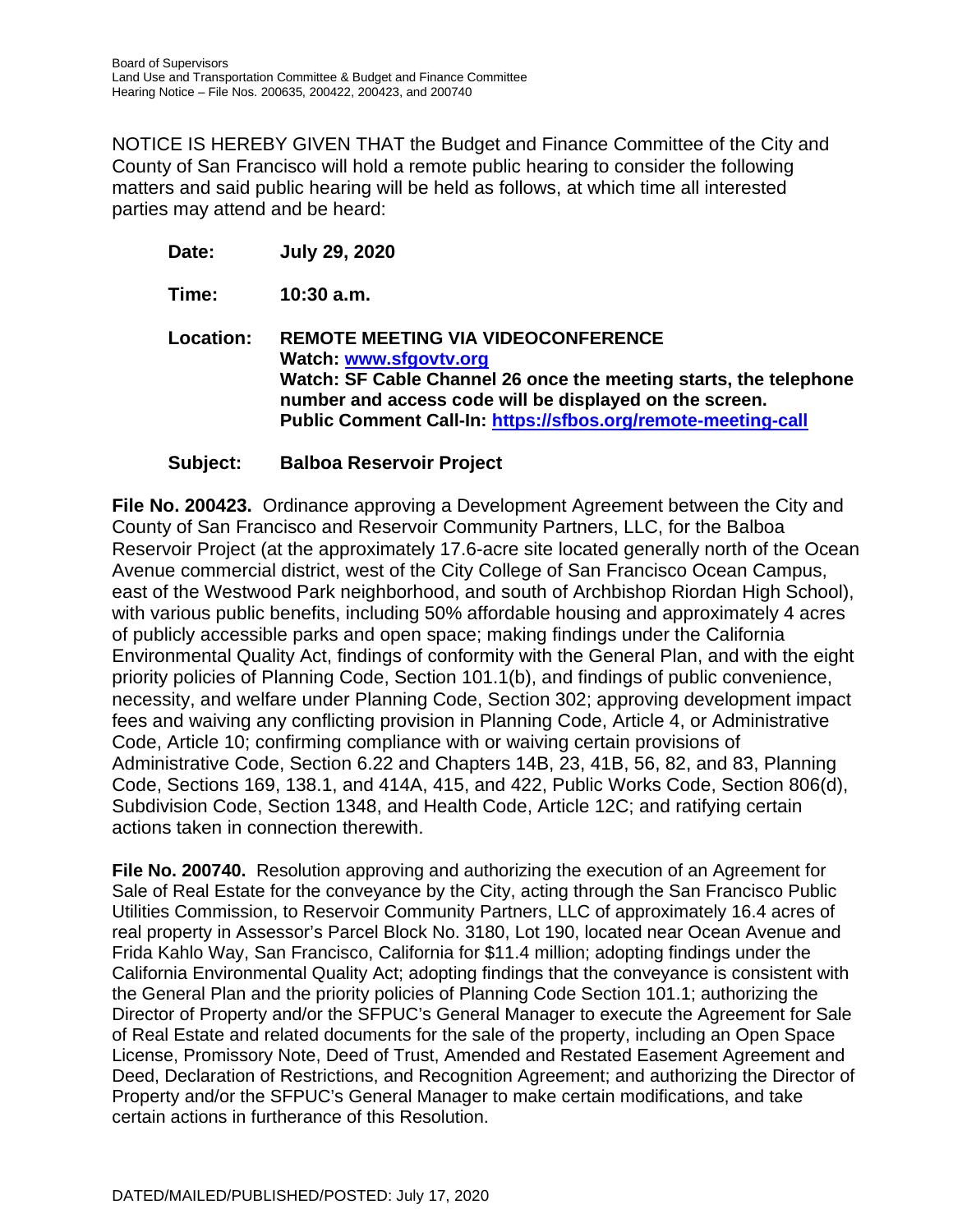NOTICE IS HEREBY GIVEN THAT the Budget and Finance Committee of the City and County of San Francisco will hold a remote public hearing to consider the following matters and said public hearing will be held as follows, at which time all interested parties may attend and be heard:

**Date:** **July 29, 2020**

**Time:** **10:30 a.m.**

**Location:** **REMOTE MEETING VIA VIDEOCONFERENCE**
**Watch: [www.sfgovtv.org](www.sfgovtv.org)**
**Watch: SF Cable Channel 26 once the meeting starts, the telephone number and access code will be displayed on the screen.**
**Public Comment Call-In: [https://sfbos.org/remote-meeting-call](https://sfbos.org/remote-meeting-call)**

**Subject:** **Balboa Reservoir Project**

**File No. 200423.** Ordinance approving a Development Agreement between the City and County of San Francisco and Reservoir Community Partners, LLC, for the Balboa Reservoir Project (at the approximately 17.6-acre site located generally north of the Ocean Avenue commercial district, west of the City College of San Francisco Ocean Campus, east of the Westwood Park neighborhood, and south of Archbishop Riordan High School), with various public benefits, including 50% affordable housing and approximately 4 acres of publicly accessible parks and open space; making findings under the California Environmental Quality Act, findings of conformity with the General Plan, and with the eight priority policies of Planning Code, Section 101.1(b), and findings of public convenience, necessity, and welfare under Planning Code, Section 302; approving development impact fees and waiving any conflicting provision in Planning Code, Article 4, or Administrative Code, Article 10; confirming compliance with or waiving certain provisions of Administrative Code, Section 6.22 and Chapters 14B, 23, 41B, 56, 82, and 83, Planning Code, Sections 169, 138.1, and 414A, 415, and 422, Public Works Code, Section 806(d), Subdivision Code, Section 1348, and Health Code, Article 12C; and ratifying certain actions taken in connection therewith.

**File No. 200740.** Resolution approving and authorizing the execution of an Agreement for Sale of Real Estate for the conveyance by the City, acting through the San Francisco Public Utilities Commission, to Reservoir Community Partners, LLC of approximately 16.4 acres of real property in Assessor's Parcel Block No. 3180, Lot 190, located near Ocean Avenue and Frida Kahlo Way, San Francisco, California for $11.4 million; adopting findings under the California Environmental Quality Act; adopting findings that the conveyance is consistent with the General Plan and the priority policies of Planning Code Section 101.1; authorizing the Director of Property and/or the SFPUC's General Manager to execute the Agreement for Sale of Real Estate and related documents for the sale of the property, including an Open Space License, Promissory Note, Deed of Trust, Amended and Restated Easement Agreement and Deed, Declaration of Restrictions, and Recognition Agreement; and authorizing the Director of Property and/or the SFPUC's General Manager to make certain modifications, and take certain actions in furtherance of this Resolution.

DATED/MAILED/PUBLISHED/POSTED: July 17, 2020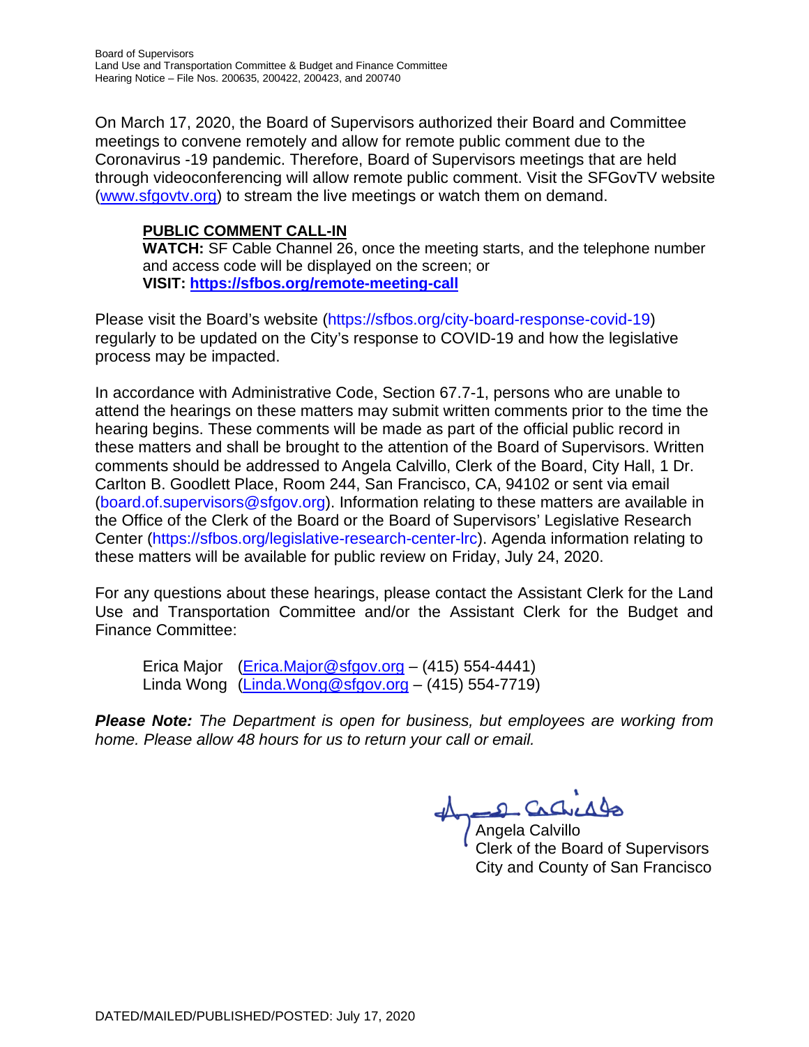On March 17, 2020, the Board of Supervisors authorized their Board and Committee meetings to convene remotely and allow for remote public comment due to the Coronavirus -19 pandemic. Therefore, Board of Supervisors meetings that are held through videoconferencing will allow remote public comment. Visit the SFGovTV website (www.sfgovtv.org) to stream the live meetings or watch them on demand.

**PUBLIC COMMENT CALL-IN**
**WATCH:** SF Cable Channel 26, once the meeting starts, and the telephone number and access code will be displayed on the screen; or
**VISIT: https://sfbos.org/remote-meeting-call**

Please visit the Board's website (https://sfbos.org/city-board-response-covid-19) regularly to be updated on the City's response to COVID-19 and how the legislative process may be impacted.

In accordance with Administrative Code, Section 67.7-1, persons who are unable to attend the hearings on these matters may submit written comments prior to the time the hearing begins. These comments will be made as part of the official public record in these matters and shall be brought to the attention of the Board of Supervisors. Written comments should be addressed to Angela Calvillo, Clerk of the Board, City Hall, 1 Dr. Carlton B. Goodlett Place, Room 244, San Francisco, CA, 94102 or sent via email (board.of.supervisors@sfgov.org). Information relating to these matters are available in the Office of the Clerk of the Board or the Board of Supervisors' Legislative Research Center (https://sfbos.org/legislative-research-center-lrc). Agenda information relating to these matters will be available for public review on Friday, July 24, 2020.

For any questions about these hearings, please contact the Assistant Clerk for the Land Use and Transportation Committee and/or the Assistant Clerk for the Budget and Finance Committee:

Erica Major (Erica.Major@sfgov.org – (415) 554-4441)
Linda Wong (Linda.Wong@sfgov.org – (415) 554-7719)

***Please Note:*** *The Department is open for business, but employees are working from home. Please allow 48 hours for us to return your call or email.*

Angela Calvillo
Clerk of the Board of Supervisors
City and County of San Francisco

DATED/MAILED/PUBLISHED/POSTED: July 17, 2020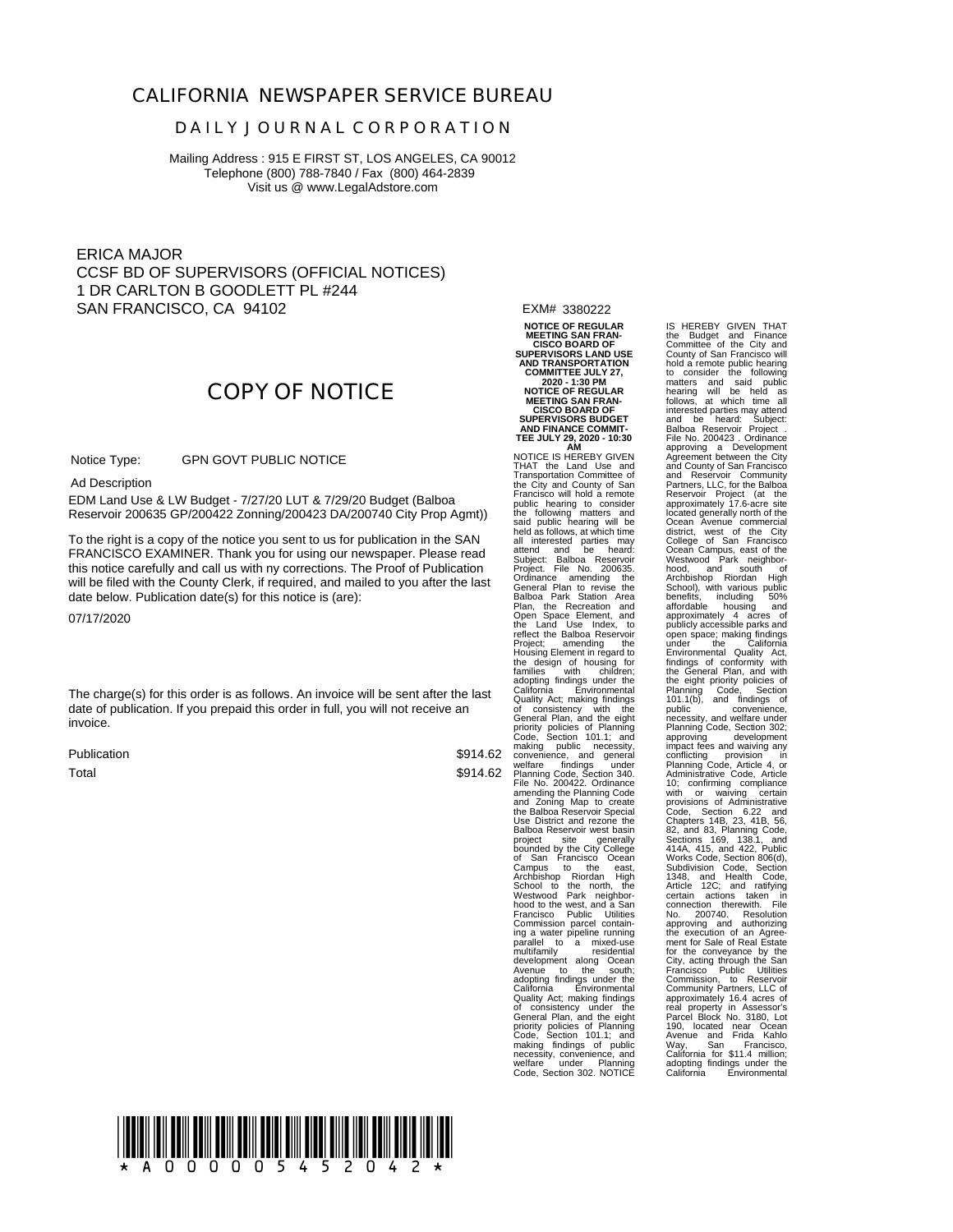## CALIFORNIA NEWSPAPER SERVICE BUREAU

### DAILY JOURNAL CORPORATION

Mailing Address : 915 E FIRST ST, LOS ANGELES, CA 90012
Telephone (800) 788-7840 / Fax (800) 464-2839
Visit us @ www.LegalAdstore.com

ERICA MAJOR
CCSF BD OF SUPERVISORS (OFFICIAL NOTICES)
1 DR CARLTON B GOODLETT PL #244
SAN FRANCISCO, CA 94102

EXM# 3380222

## COPY OF NOTICE

Notice Type: GPN GOVT PUBLIC NOTICE

Ad Description

EDM Land Use & LW Budget - 7/27/20 LUT & 7/29/20 Budget (Balboa Reservoir 200635 GP/200422 Zonning/200423 DA/200740 City Prop Agmt))

To the right is a copy of the notice you sent to us for publication in the SAN FRANCISCO EXAMINER. Thank you for using our newspaper. Please read this notice carefully and call us with ny corrections. The Proof of Publication will be filed with the County Clerk, if required, and mailed to you after the last date below. Publication date(s) for this notice is (are):

07/17/2020

The charge(s) for this order is as follows. An invoice will be sent after the last date of publication. If you prepaid this order in full, you will not receive an invoice.

| | |
|---|---|
| Publication | $914.62 |
| Total | $914.62 |

**NOTICE OF REGULAR MEETING SAN FRANCISCO BOARD OF SUPERVISORS LAND USE AND TRANSPORTATION COMMITTEE JULY 27, 2020 - 1:30 PM NOTICE OF REGULAR MEETING SAN FRANCISCO BOARD OF SUPERVISORS BUDGET AND FINANCE COMMITTEE JULY 29, 2020 - 10:30 AM**

NOTICE IS HEREBY GIVEN THAT the Land Use and Transportation Committee of the City and County of San Francisco will hold a remote public hearing to consider the following matters and said public hearing will be held as follows, at which time all interested parties may attend and be heard: Subject: Balboa Reservoir Project. File No. 200635. Ordinance amending the General Plan to revise the Balboa Park Station Area Plan, the Recreation and Open Space Element, and the Land Use Index, to reflect the Balboa Reservoir Project; amending the Housing Element in regard to the design of housing for families with children; adopting findings under the California Environmental Quality Act; making findings of consistency with the General Plan, and the eight priority policies of Planning Code, Section 101.1; and making public necessity, convenience, and general welfare findings under Planning Code, Section 340. File No. 200422. Ordinance amending the Planning Code and Zoning Map to create the Balboa Reservoir Special Use District and rezone the Balboa Reservoir west basin project site generally bounded by the City College of San Francisco Ocean Campus to the east, Archbishop Riordan High School to the north, the Westwood Park neighborhood to the west, and a San Francisco Public Utilities Commission parcel containing a water pipeline running parallel to a mixed-use multifamily residential development along Ocean Avenue to the south; adopting findings under the California Environmental Quality Act; making findings of consistency under the General Plan, and the eight priority policies of Planning Code, Section 101.1; and making findings of public necessity, convenience, and welfare under Planning Code, Section 302. NOTICE IS HEREBY GIVEN THAT the Budget and Finance Committee of the City and County of San Francisco will hold a remote public hearing to consider the following matters and said public hearing will be held as follows, at which time all interested parties may attend and be heard: Subject: Balboa Reservoir Project . File No. 200423 . Ordinance approving a Development Agreement between the City and County of San Francisco and Reservoir Community Partners, LLC, for the Balboa Reservoir Project (at the approximately 17.6-acre site located generally north of the Ocean Avenue commercial district, west of the City College of San Francisco Ocean Campus, east of the Westwood Park neighborhood, and south of Archbishop Riordan High School), with various public benefits, including 50% affordable housing and approximately 4 acres of publicly accessible parks and open space; making findings under the California Environmental Quality Act, findings of conformity with the General Plan, and with the eight priority policies of Planning Code, Section 101.1(b), and findings of public convenience, necessity, and welfare under Planning Code, Section 302; approving development impact fees and waiving any conflicting provision in Planning Code, Article 4, or Administrative Code, Article 10; confirming compliance with or waiving certain provisions of Administrative Code, Section 6.22 and Chapters 14B, 23, 41B, 56, 82, and 83, Planning Code, Sections 169, 138.1, and 414A, 415, and 422, Public Works Code, Section 806(d), Subdivision Code, Section 1348, and Health Code, Article 12C; and ratifying certain actions taken in connection therewith. File No. 200740. Resolution approving and authorizing the execution of an Agreement for Sale of Real Estate for the conveyance by the City, acting through the San Francisco Public Utilities Commission, to Reservoir Community Partners, LLC of approximately 16.4 acres of real property in Assessor's Parcel Block No. 3180, Lot 190, located near Ocean Avenue and Frida Kahlo Way, San Francisco, California for $11.4 million; adopting findings under the California Environmental

\* A 0 0 0 0 0 5 4 5 2 0 4 2 \*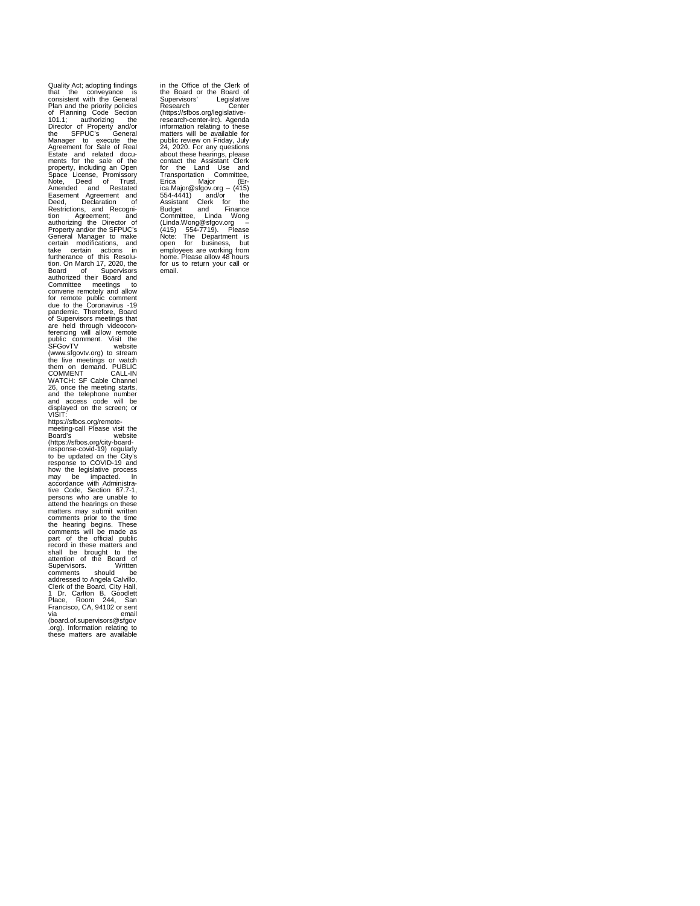Quality Act; adopting findings that the conveyance is consistent with the General Plan and the priority policies of Planning Code Section 101.1; authorizing the Director of Property and/or the SFPUC's General Manager to execute the Agreement for Sale of Real Estate and related documents for the sale of the property, including an Open Space License, Promissory Note, Deed of Trust, Amended and Restated Easement Agreement and Deed, Declaration of Restrictions, and Recognition Agreement; and authorizing the Director of Property and/or the SFPUC's General Manager to make certain modifications, and take certain actions in furtherance of this Resolution. On March 17, 2020, the Board of Supervisors authorized their Board and Committee meetings to convene remotely and allow for remote public comment due to the Coronavirus -19 pandemic. Therefore, Board of Supervisors meetings that are held through videoconferencing will allow remote public comment. Visit the SFGovTV website (www.sfgovtv.org) to stream the live meetings or watch them on demand. PUBLIC COMMENT CALL-IN WATCH: SF Cable Channel 26, once the meeting starts, and the telephone number and access code will be displayed on the screen; or VISIT: https://sfbos.org/remote-meeting-call Please visit the Board's website (https://sfbos.org/city-board-response-covid-19) regularly to be updated on the City's response to COVID-19 and how the legislative process may be impacted. In accordance with Administrative Code, Section 67.7-1, persons who are unable to attend the hearings on these matters may submit written comments prior to the time the hearing begins. These comments will be made as part of the official public record in these matters and shall be brought to the attention of the Board of Supervisors. Written comments should be addressed to Angela Calvillo, Clerk of the Board, City Hall, 1 Dr. Carlton B. Goodlett Place, Room 244, San Francisco, CA, 94102 or sent via email (board.of.supervisors@sfgov.org). Information relating to these matters are available in the Office of the Clerk of the Board or the Board of Supervisors' Legislative Research Center (https://sfbos.org/legislative-research-center-lrc). Agenda information relating to these matters will be available for public review on Friday, July 24, 2020. For any questions about these hearings, please contact the Assistant Clerk for the Land Use and Transportation Committee, Erica Major (Erica.Major@sfgov.org – (415) 554-4441) and/or the Assistant Clerk for the Budget and Finance Committee, Linda Wong (Linda.Wong@sfgov.org – (415) 554-7719). Please Note: The Department is open for business, but employees are working from home. Please allow 48 hours for us to return your call or email.